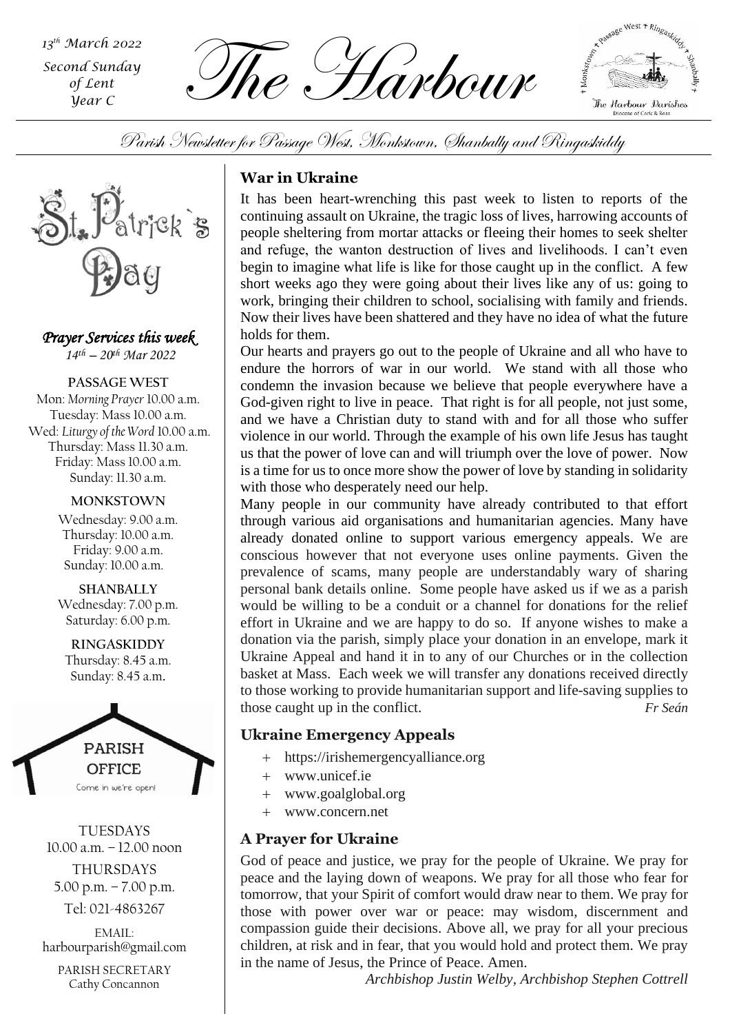13th March 2022
Second Sunday of Lent
Year C

# The Harbour

Parish Newsletter for Passage West, Monkstown, Shanbally and Ringaskiddy

St. Patrick's Day

*Prayer Services this week*
*14th – 20th Mar 2022*

**PASSAGE WEST**
Mon: *Morning Prayer* 10.00 a.m.
Tuesday: Mass 10.00 a.m.
Wed: *Liturgy of the Word* 10.00 a.m.
Thursday: Mass 11.30 a.m.
Friday: Mass 10.00 a.m.
Sunday: 11.30 a.m.

**MONKSTOWN**
Wednesday: 9.00 a.m.
Thursday: 10.00 a.m.
Friday: 9.00 a.m.
Sunday: 10.00 a.m.

**SHANBALLY**
Wednesday: 7.00 p.m.
Saturday: 6.00 p.m.

**RINGASKIDDY**
Thursday: 8.45 a.m.
Sunday: 8.45 a.m.

PARISH OFFICE
Come in we're open!

TUESDAYS
10.00 a.m. – 12.00 noon

THURSDAYS
5.00 p.m. – 7.00 p.m.

Tel: 021-4863267

EMAIL:
harbourparish@gmail.com

PARISH SECRETARY
Cathy Concannon

## War in Ukraine

It has been heart-wrenching this past week to listen to reports of the continuing assault on Ukraine, the tragic loss of lives, harrowing accounts of people sheltering from mortar attacks or fleeing their homes to seek shelter and refuge, the wanton destruction of lives and livelihoods. I can't even begin to imagine what life is like for those caught up in the conflict. A few short weeks ago they were going about their lives like any of us: going to work, bringing their children to school, socialising with family and friends. Now their lives have been shattered and they have no idea of what the future holds for them.

Our hearts and prayers go out to the people of Ukraine and all who have to endure the horrors of war in our world. We stand with all those who condemn the invasion because we believe that people everywhere have a God-given right to live in peace. That right is for all people, not just some, and we have a Christian duty to stand with and for all those who suffer violence in our world. Through the example of his own life Jesus has taught us that the power of love can and will triumph over the love of power. Now is a time for us to once more show the power of love by standing in solidarity with those who desperately need our help.

Many people in our community have already contributed to that effort through various aid organisations and humanitarian agencies. Many have already donated online to support various emergency appeals. We are conscious however that not everyone uses online payments. Given the prevalence of scams, many people are understandably wary of sharing personal bank details online. Some people have asked us if we as a parish would be willing to be a conduit or a channel for donations for the relief effort in Ukraine and we are happy to do so. If anyone wishes to make a donation via the parish, simply place your donation in an envelope, mark it Ukraine Appeal and hand it in to any of our Churches or in the collection basket at Mass. Each week we will transfer any donations received directly to those working to provide humanitarian support and life-saving supplies to those caught up in the conflict. *Fr Seán*

## Ukraine Emergency Appeals

- https://irishemergencyalliance.org
- www.unicef.ie
- www.goalglobal.org
- www.concern.net

## A Prayer for Ukraine

God of peace and justice, we pray for the people of Ukraine. We pray for peace and the laying down of weapons. We pray for all those who fear for tomorrow, that your Spirit of comfort would draw near to them. We pray for those with power over war or peace: may wisdom, discernment and compassion guide their decisions. Above all, we pray for all your precious children, at risk and in fear, that you would hold and protect them. We pray in the name of Jesus, the Prince of Peace. Amen.

*Archbishop Justin Welby, Archbishop Stephen Cottrell*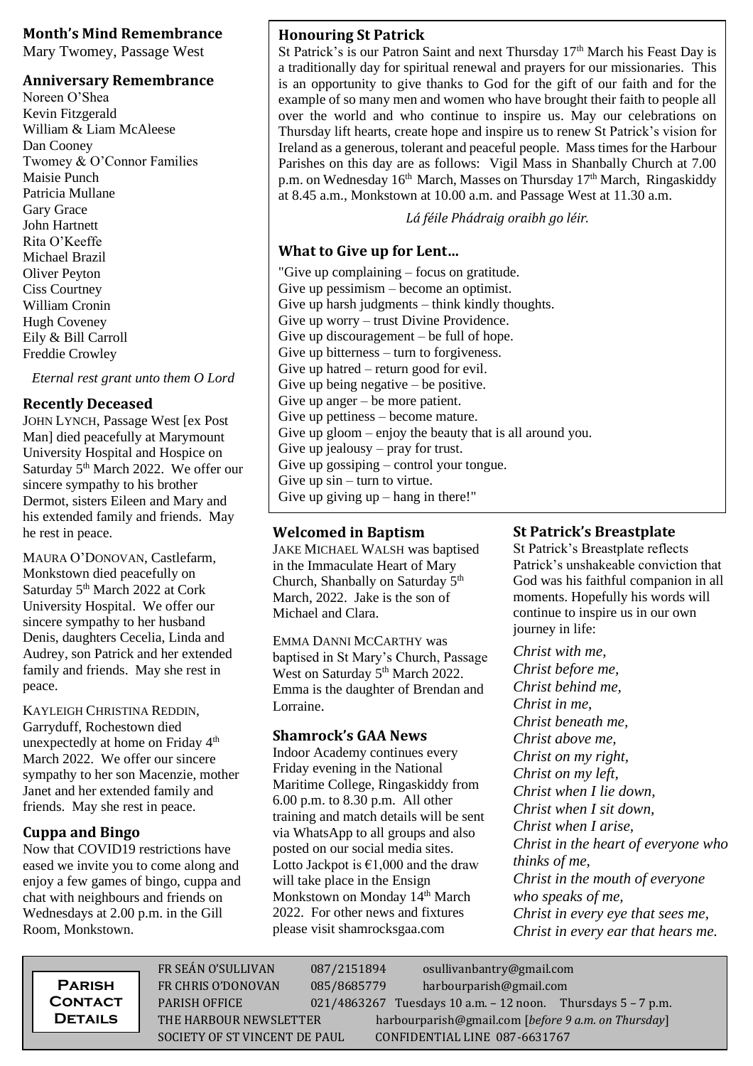## Month's Mind Remembrance

Mary Twomey, Passage West

## Anniversary Remembrance

Noreen O'Shea
Kevin Fitzgerald
William & Liam McAleese
Dan Cooney
Twomey & O'Connor Families
Maisie Punch
Patricia Mullane
Gary Grace
John Hartnett
Rita O'Keeffe
Michael Brazil
Oliver Peyton
Ciss Courtney
William Cronin
Hugh Coveney
Eily & Bill Carroll
Freddie Crowley

*Eternal rest grant unto them O Lord*

## Recently Deceased

JOHN LYNCH, Passage West [ex Post Man] died peacefully at Marymount University Hospital and Hospice on Saturday 5th March 2022. We offer our sincere sympathy to his brother Dermot, sisters Eileen and Mary and his extended family and friends. May he rest in peace.

MAURA O'DONOVAN, Castlefarm, Monkstown died peacefully on Saturday 5th March 2022 at Cork University Hospital. We offer our sincere sympathy to her husband Denis, daughters Cecelia, Linda and Audrey, son Patrick and her extended family and friends. May she rest in peace.

KAYLEIGH CHRISTINA REDDIN, Garryduff, Rochestown died unexpectedly at home on Friday 4th March 2022. We offer our sincere sympathy to her son Macenzie, mother Janet and her extended family and friends. May she rest in peace.

## Cuppa and Bingo

Now that COVID19 restrictions have eased we invite you to come along and enjoy a few games of bingo, cuppa and chat with neighbours and friends on Wednesdays at 2.00 p.m. in the Gill Room, Monkstown.

## Honouring St Patrick

St Patrick's is our Patron Saint and next Thursday 17th March his Feast Day is a traditionally day for spiritual renewal and prayers for our missionaries. This is an opportunity to give thanks to God for the gift of our faith and for the example of so many men and women who have brought their faith to people all over the world and who continue to inspire us. May our celebrations on Thursday lift hearts, create hope and inspire us to renew St Patrick's vision for Ireland as a generous, tolerant and peaceful people. Mass times for the Harbour Parishes on this day are as follows: Vigil Mass in Shanbally Church at 7.00 p.m. on Wednesday 16th March, Masses on Thursday 17th March, Ringaskiddy at 8.45 a.m., Monkstown at 10.00 a.m. and Passage West at 11.30 a.m.

*Lá féile Phádraig oraibh go léir.*

## What to Give up for Lent…

"Give up complaining – focus on gratitude.
Give up pessimism – become an optimist.
Give up harsh judgments – think kindly thoughts.
Give up worry – trust Divine Providence.
Give up discouragement – be full of hope.
Give up bitterness – turn to forgiveness.
Give up hatred – return good for evil.
Give up being negative – be positive.
Give up anger – be more patient.
Give up pettiness – become mature.
Give up gloom – enjoy the beauty that is all around you.
Give up jealousy – pray for trust.
Give up gossiping – control your tongue.
Give up sin – turn to virtue.
Give up giving up – hang in there!"

## Welcomed in Baptism

JAKE MICHAEL WALSH was baptised in the Immaculate Heart of Mary Church, Shanbally on Saturday 5th March, 2022. Jake is the son of Michael and Clara.

EMMA DANNI MCCARTHY was baptised in St Mary's Church, Passage West on Saturday 5th March 2022. Emma is the daughter of Brendan and Lorraine.

## Shamrock's GAA News

Indoor Academy continues every Friday evening in the National Maritime College, Ringaskiddy from 6.00 p.m. to 8.30 p.m. All other training and match details will be sent via WhatsApp to all groups and also posted on our social media sites. Lotto Jackpot is €1,000 and the draw will take place in the Ensign Monkstown on Monday 14th March 2022. For other news and fixtures please visit shamrocksgaa.com

## St Patrick's Breastplate

St Patrick's Breastplate reflects Patrick's unshakeable conviction that God was his faithful companion in all moments. Hopefully his words will continue to inspire us in our own journey in life:

*Christ with me,*
*Christ before me,*
*Christ behind me,*
*Christ in me,*
*Christ beneath me,*
*Christ above me,*
*Christ on my right,*
*Christ on my left,*
*Christ when I lie down,*
*Christ when I sit down,*
*Christ when I arise,*
*Christ in the heart of everyone who thinks of me,*
*Christ in the mouth of everyone who speaks of me,*
*Christ in every eye that sees me,*
*Christ in every ear that hears me.*

## Parish Contact Details

| | | |
|---|---|---|
| FR SEÁN O'SULLIVAN | 087/2151894 | osullivanbantry@gmail.com |
| FR CHRIS O'DONOVAN | 085/8685779 | harbourparish@gmail.com |
| PARISH OFFICE | 021/4863267 | Tuesdays 10 a.m. – 12 noon. Thursdays 5 – 7 p.m. |
| THE HARBOUR NEWSLETTER | | harbourparish@gmail.com [*before 9 a.m. on Thursday*] |
| SOCIETY OF ST VINCENT DE PAUL | | CONFIDENTIAL LINE 087-6631767 |